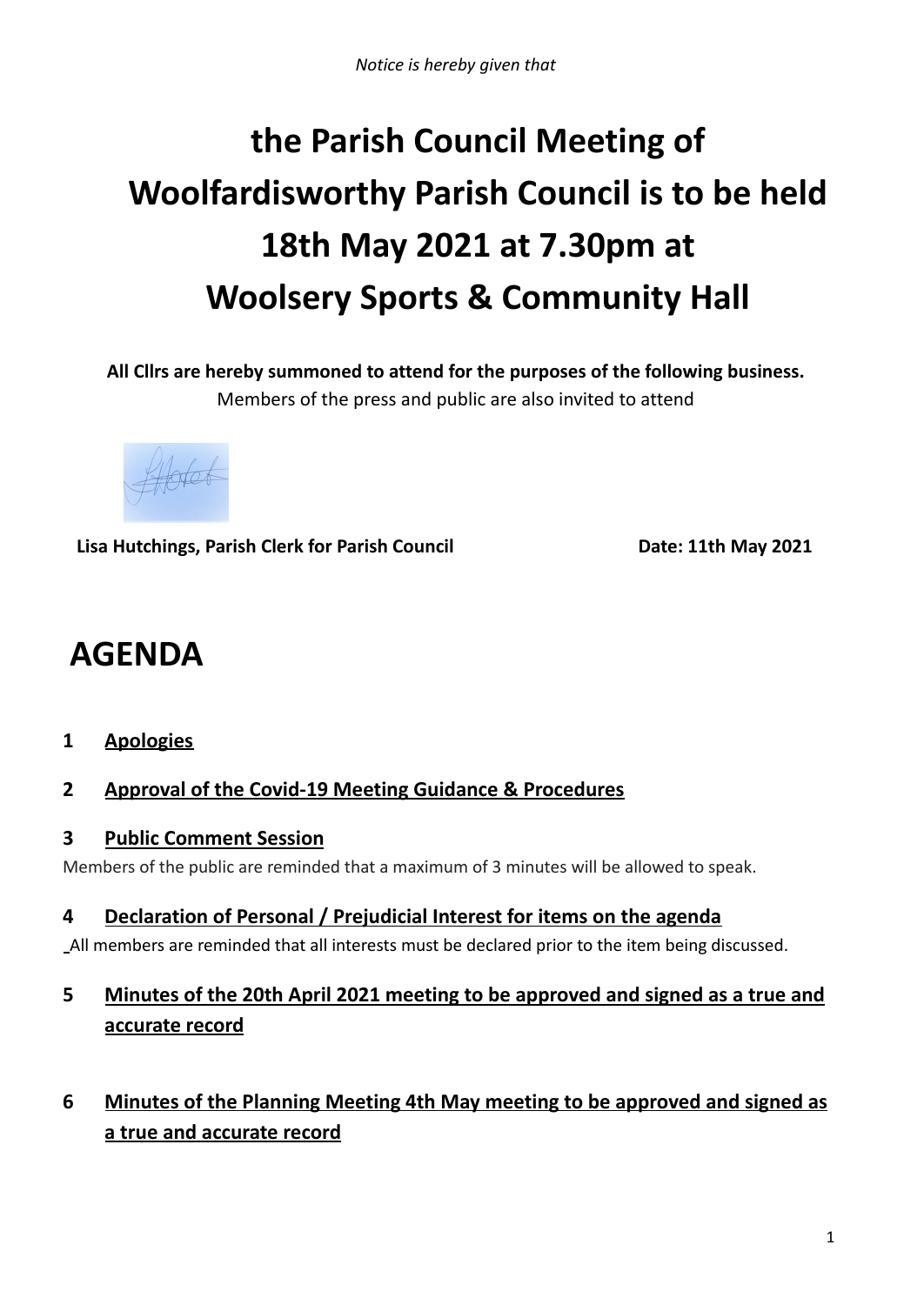*Notice is hereby given that*

# the Parish Council Meeting of Woolfardisworthy Parish Council is to be held 18th May 2021 at 7.30pm at Woolsery Sports & Community Hall

**All Cllrs are hereby summoned to attend for the purposes of the following business.**
Members of the press and public are also invited to attend

**Lisa Hutchings, Parish Clerk for Parish Council** **Date: 11th May 2021**

# AGENDA

**1 Apologies**

**2 Approval of the Covid-19 Meeting Guidance & Procedures**

**3 Public Comment Session**

Members of the public are reminded that a maximum of 3 minutes will be allowed to speak.

**4 Declaration of Personal / Prejudicial Interest for items on the agenda**

All members are reminded that all interests must be declared prior to the item being discussed.

**5 Minutes of the 20th April 2021 meeting to be approved and signed as a true and accurate record**

**6 Minutes of the Planning Meeting 4th May meeting to be approved and signed as a true and accurate record**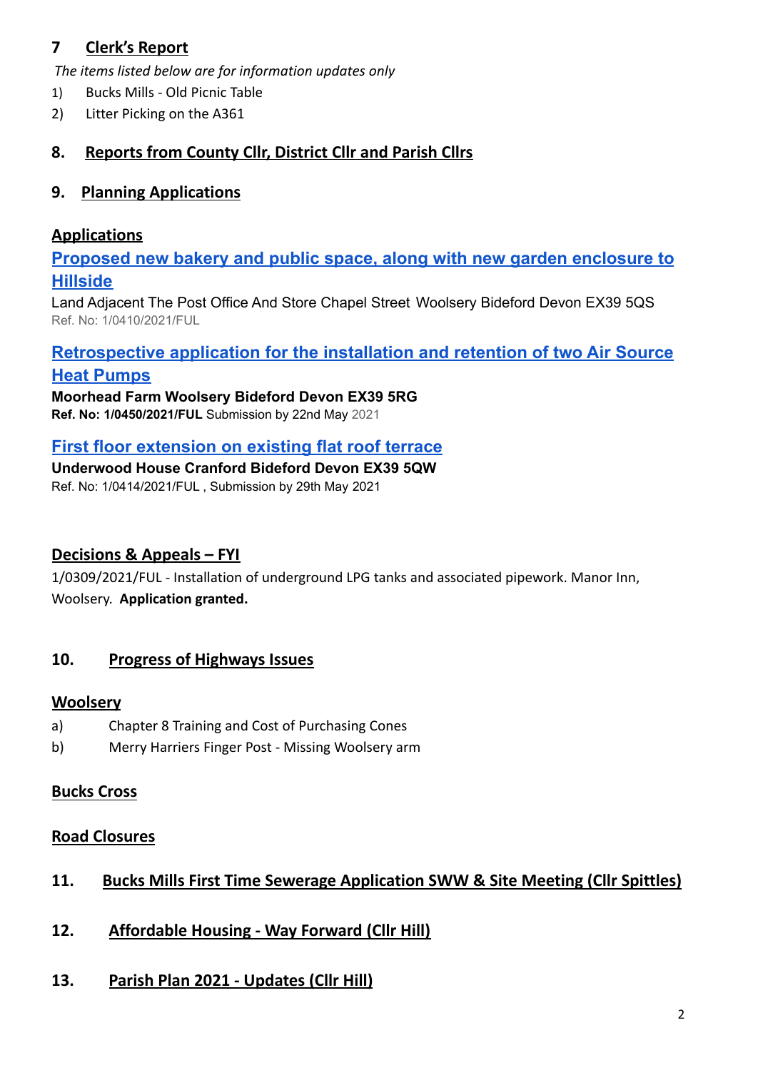## 7 Clerk's Report

*The items listed below are for information updates only*

1) Bucks Mills - Old Picnic Table
2) Litter Picking on the A361

## 8. Reports from County Cllr, District Cllr and Parish Cllrs

## 9. Planning Applications

### Applications

**Proposed new bakery and public space, along with new garden enclosure to Hillside**

Land Adjacent The Post Office And Store Chapel Street Woolsery Bideford Devon EX39 5QS
Ref. No: 1/0410/2021/FUL

**Retrospective application for the installation and retention of two Air Source Heat Pumps**

**Moorhead Farm Woolsery Bideford Devon EX39 5RG**
**Ref. No: 1/0450/2021/FUL** Submission by 22nd May 2021

**First floor extension on existing flat roof terrace**

**Underwood House Cranford Bideford Devon EX39 5QW**
Ref. No: 1/0414/2021/FUL , Submission by 29th May 2021

### Decisions & Appeals – FYI

1/0309/2021/FUL - Installation of underground LPG tanks and associated pipework. Manor Inn, Woolsery. **Application granted.**

## 10. Progress of Highways Issues

### Woolsery

a) Chapter 8 Training and Cost of Purchasing Cones
b) Merry Harriers Finger Post - Missing Woolsery arm

### Bucks Cross

### Road Closures

## 11. Bucks Mills First Time Sewerage Application SWW & Site Meeting (Cllr Spittles)

## 12. Affordable Housing - Way Forward (Cllr Hill)

## 13. Parish Plan 2021 - Updates (Cllr Hill)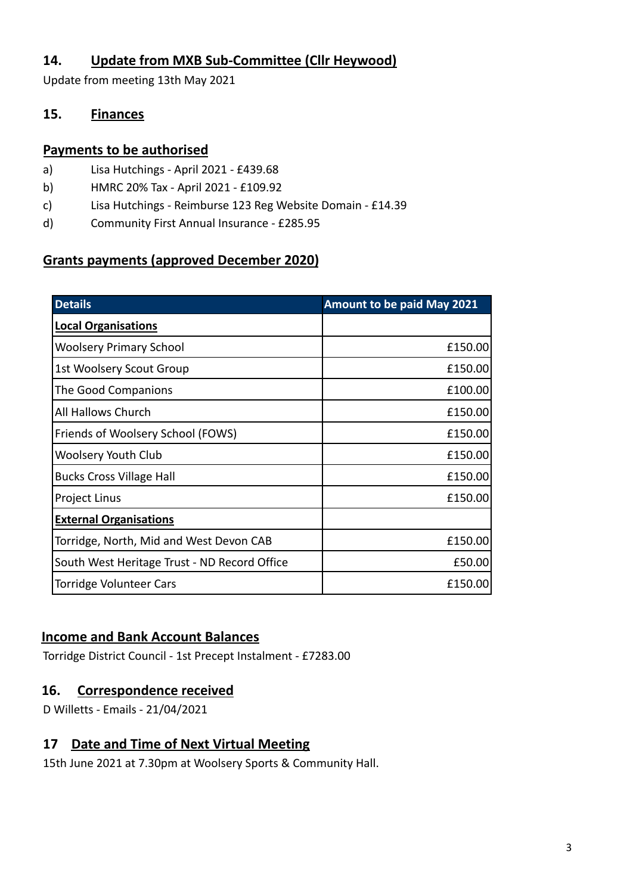## 14. Update from MXB Sub-Committee (Cllr Heywood)

Update from meeting 13th May 2021

## 15. Finances

### Payments to be authorised

a) Lisa Hutchings - April 2021 - £439.68

b) HMRC 20% Tax - April 2021 - £109.92

c) Lisa Hutchings - Reimburse 123 Reg Website Domain - £14.39

d) Community First Annual Insurance - £285.95

### Grants payments (approved December 2020)

| Details | Amount to be paid May 2021 |
|---|---|
| **Local Organisations** | |
| Woolsery Primary School | £150.00 |
| 1st Woolsery Scout Group | £150.00 |
| The Good Companions | £100.00 |
| All Hallows Church | £150.00 |
| Friends of Woolsery School (FOWS) | £150.00 |
| Woolsery Youth Club | £150.00 |
| Bucks Cross Village Hall | £150.00 |
| Project Linus | £150.00 |
| **External Organisations** | |
| Torridge, North, Mid and West Devon CAB | £150.00 |
| South West Heritage Trust - ND Record Office | £50.00 |
| Torridge Volunteer Cars | £150.00 |

### Income and Bank Account Balances

Torridge District Council - 1st Precept Instalment - £7283.00

## 16. Correspondence received

D Willetts - Emails - 21/04/2021

## 17 Date and Time of Next Virtual Meeting

15th June 2021 at 7.30pm at Woolsery Sports & Community Hall.